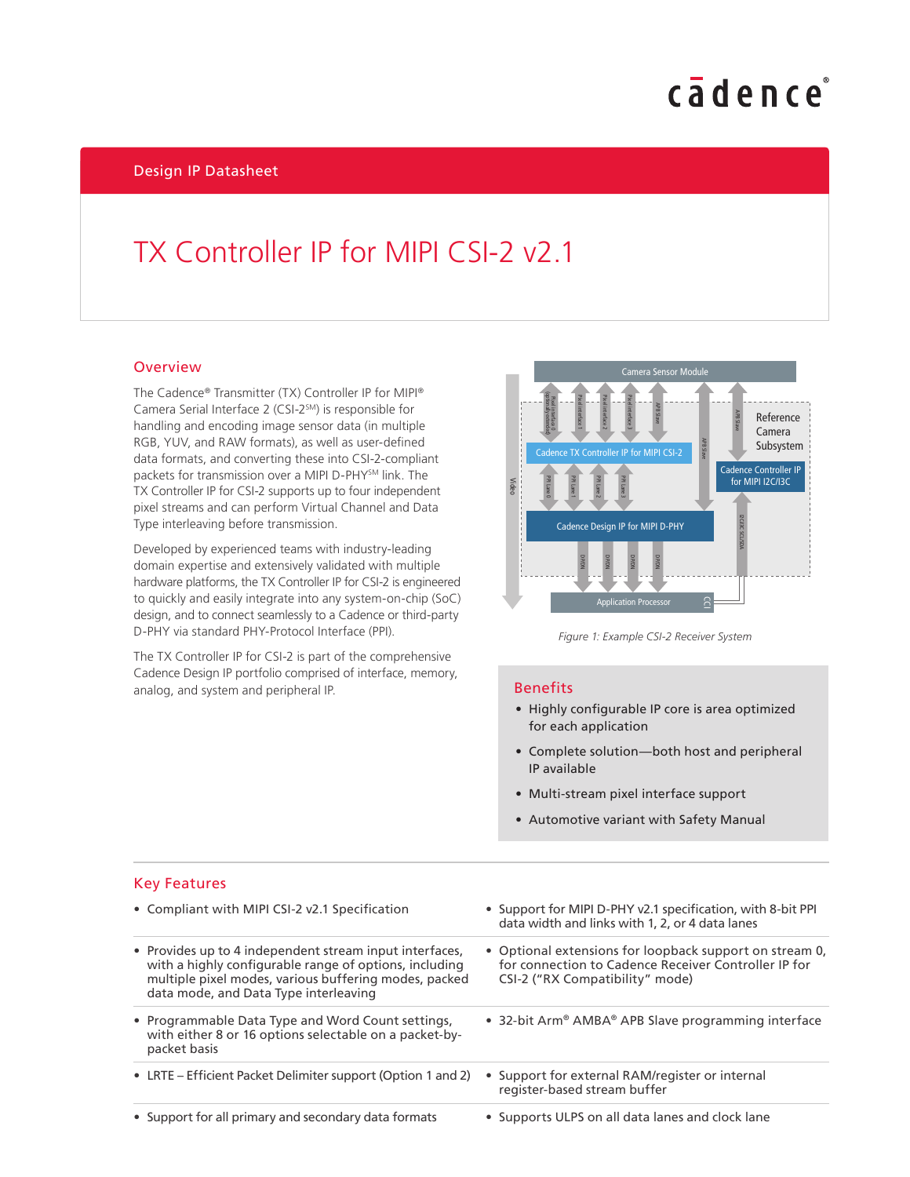Design IP Datasheet

# TX Controller IP for MIPI CSI-2 v2.1

## Overview

The Cadence® Transmitter (TX) Controller IP for MIPI® Camera Serial Interface 2 (CSI-2SM) is responsible for handling and encoding image sensor data (in multiple RGB, YUV, and RAW formats), as well as user-defined data formats, and converting these into CSI-2-compliant packets for transmission over a MIPI D-PHYSM link. The TX Controller IP for CSI-2 supports up to four independent pixel streams and can perform Virtual Channel and Data Type interleaving before transmission.

Developed by experienced teams with industry-leading domain expertise and extensively validated with multiple hardware platforms, the TX Controller IP for CSI-2 is engineered to quickly and easily integrate into any system-on-chip (SoC) design, and to connect seamlessly to a Cadence or third-party D-PHY via standard PHY-Protocol Interface (PPI).

The TX Controller IP for CSI-2 is part of the comprehensive Cadence Design IP portfolio comprised of interface, memory, analog, and system and peripheral IP.

*Figure 1: Example CSI-2 Receiver System*

## Benefits

- Highly configurable IP core is area optimized for each application
- Complete solution—both host and peripheral IP available
- Multi-stream pixel interface support
- Automotive variant with Safety Manual

## Key Features

- Compliant with MIPI CSI-2 v2.1 Specification
- Support for MIPI D-PHY v2.1 specification, with 8-bit PPI data width and links with 1, 2, or 4 data lanes
- Provides up to 4 independent stream input interfaces, with a highly configurable range of options, including multiple pixel modes, various buffering modes, packed data mode, and Data Type interleaving
- Optional extensions for loopback support on stream 0, for connection to Cadence Receiver Controller IP for CSI-2 ("RX Compatibility" mode)
- Programmable Data Type and Word Count settings, with either 8 or 16 options selectable on a packet-by-packet basis
- 32-bit Arm® AMBA® APB Slave programming interface
- LRTE – Efficient Packet Delimiter support (Option 1 and 2)
- Support for external RAM/register or internal register-based stream buffer
- Support for all primary and secondary data formats
- Supports ULPS on all data lanes and clock lane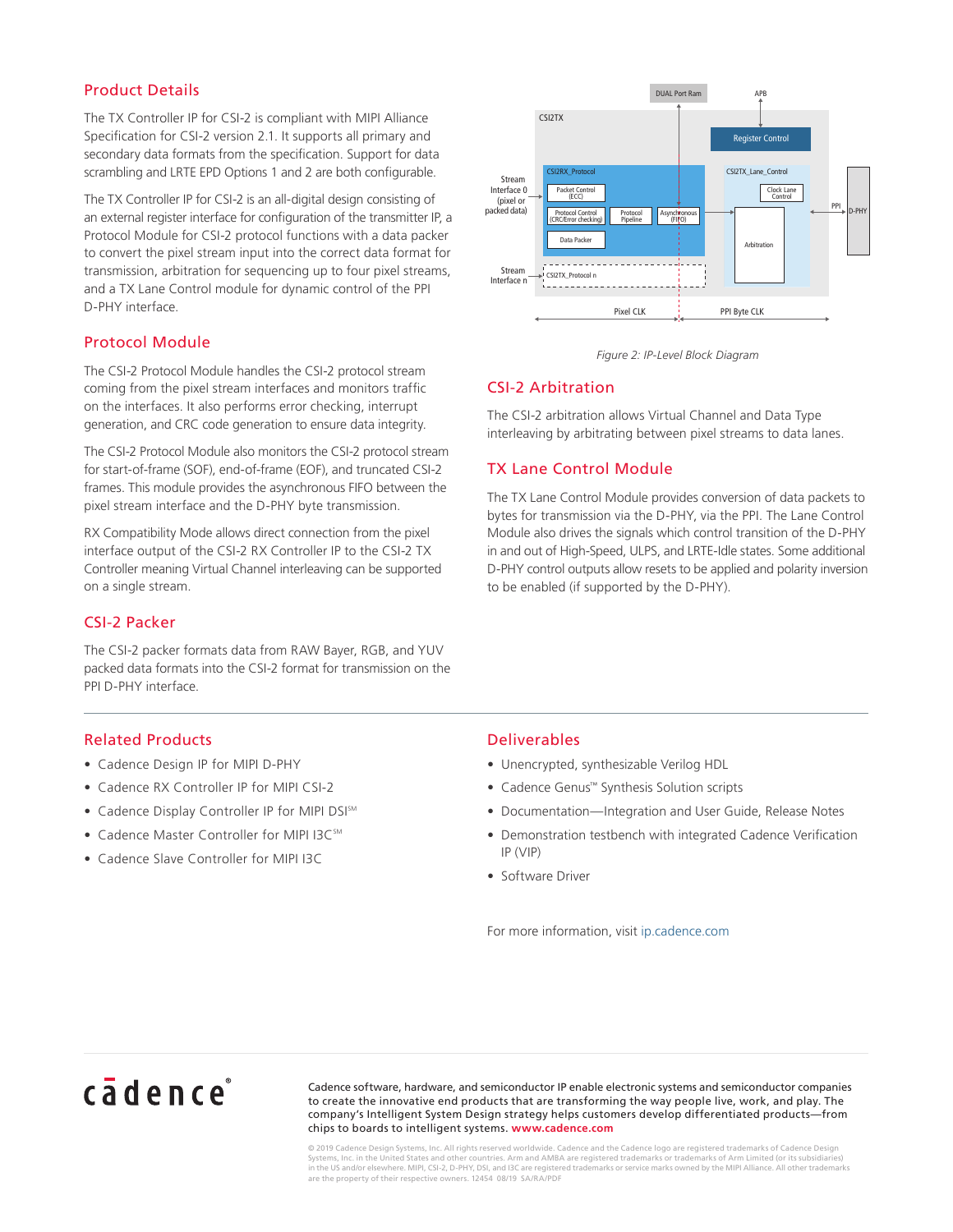## Product Details

The TX Controller IP for CSI-2 is compliant with MIPI Alliance Specification for CSI-2 version 2.1. It supports all primary and secondary data formats from the specification. Support for data scrambling and LRTE EPD Options 1 and 2 are both configurable.

The TX Controller IP for CSI-2 is an all-digital design consisting of an external register interface for configuration of the transmitter IP, a Protocol Module for CSI-2 protocol functions with a data packer to convert the pixel stream input into the correct data format for transmission, arbitration for sequencing up to four pixel streams, and a TX Lane Control module for dynamic control of the PPI D-PHY interface.

## Protocol Module

The CSI-2 Protocol Module handles the CSI-2 protocol stream coming from the pixel stream interfaces and monitors traffic on the interfaces. It also performs error checking, interrupt generation, and CRC code generation to ensure data integrity.

The CSI-2 Protocol Module also monitors the CSI-2 protocol stream for start-of-frame (SOF), end-of-frame (EOF), and truncated CSI-2 frames. This module provides the asynchronous FIFO between the pixel stream interface and the D-PHY byte transmission.

RX Compatibility Mode allows direct connection from the pixel interface output of the CSI-2 RX Controller IP to the CSI-2 TX Controller meaning Virtual Channel interleaving can be supported on a single stream.

## CSI-2 Packer

The CSI-2 packer formats data from RAW Bayer, RGB, and YUV packed data formats into the CSI-2 format for transmission on the PPI D-PHY interface.

DUAL Port Ram
APB
CSI2TX
Register Control
Stream Interface 0 (pixel or packed data)
CSI2RX_Protocol
Packet Control (ECC)
Protocol Control (CRC/Error checking)
Protocol Pipeline
Asynchronous (FIFO)
Data Packer
CSI2TX_Lane_Control
Clock Lane Control
Arbitration
PPI
D-PHY
Stream Interface n
CSI2TX_Protocol n
Pixel CLK
PPI Byte CLK

*Figure 2: IP-Level Block Diagram*

## CSI-2 Arbitration

The CSI-2 arbitration allows Virtual Channel and Data Type interleaving by arbitrating between pixel streams to data lanes.

## TX Lane Control Module

The TX Lane Control Module provides conversion of data packets to bytes for transmission via the D-PHY, via the PPI. The Lane Control Module also drives the signals which control transition of the D-PHY in and out of High-Speed, ULPS, and LRTE-Idle states. Some additional D-PHY control outputs allow resets to be applied and polarity inversion to be enabled (if supported by the D-PHY).

## Related Products

- Cadence Design IP for MIPI D-PHY
- Cadence RX Controller IP for MIPI CSI-2
- Cadence Display Controller IP for MIPI DSI℠
- Cadence Master Controller for MIPI I3C℠
- Cadence Slave Controller for MIPI I3C

## Deliverables

- Unencrypted, synthesizable Verilog HDL
- Cadence Genus™ Synthesis Solution scripts
- Documentation—Integration and User Guide, Release Notes
- Demonstration testbench with integrated Cadence Verification IP (VIP)
- Software Driver

For more information, visit ip.cadence.com

cādence®

Cadence software, hardware, and semiconductor IP enable electronic systems and semiconductor companies to create the innovative end products that are transforming the way people live, work, and play. The company's Intelligent System Design strategy helps customers develop differentiated products—from chips to boards to intelligent systems. **www.cadence.com**

© 2019 Cadence Design Systems, Inc. All rights reserved worldwide. Cadence and the Cadence logo are registered trademarks of Cadence Design Systems, Inc. in the United States and other countries. Arm and AMBA are registered trademarks or trademarks of Arm Limited (or its subsidiaries) in the US and/or elsewhere. MIPI, CSI-2, D-PHY, DSI, and I3C are registered trademarks or service marks owned by the MIPI Alliance. All other trademarks are the property of their respective owners. 12454 08/19 SA/RA/PDF